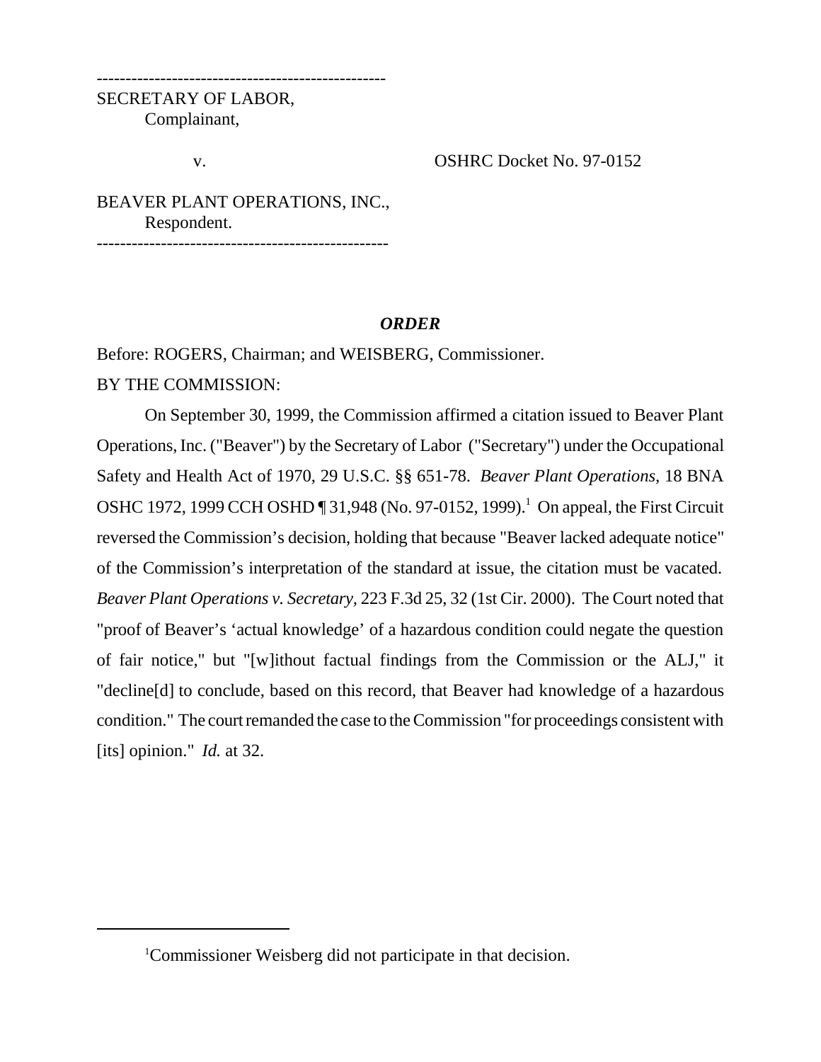SECRETARY OF LABOR,
Complainant,

v.                                        OSHRC Docket No. 97-0152

BEAVER PLANT OPERATIONS, INC.,
Respondent.

## *ORDER*

Before: ROGERS, Chairman; and WEISBERG, Commissioner.

BY THE COMMISSION:

On September 30, 1999, the Commission affirmed a citation issued to Beaver Plant Operations, Inc. ("Beaver") by the Secretary of Labor ("Secretary") under the Occupational Safety and Health Act of 1970, 29 U.S.C. §§ 651-78. *Beaver Plant Operations,* 18 BNA OSHC 1972, 1999 CCH OSHD ¶ 31,948 (No. 97-0152, 1999).[1] On appeal, the First Circuit reversed the Commission's decision, holding that because "Beaver lacked adequate notice" of the Commission's interpretation of the standard at issue, the citation must be vacated. *Beaver Plant Operations v. Secretary,* 223 F.3d 25, 32 (1st Cir. 2000). The Court noted that "proof of Beaver's 'actual knowledge' of a hazardous condition could negate the question of fair notice," but "[w]ithout factual findings from the Commission or the ALJ," it "decline[d] to conclude, based on this record, that Beaver had knowledge of a hazardous condition." The court remanded the case to the Commission "for proceedings consistent with [its] opinion." *Id.* at 32.

---

[1]Commissioner Weisberg did not participate in that decision.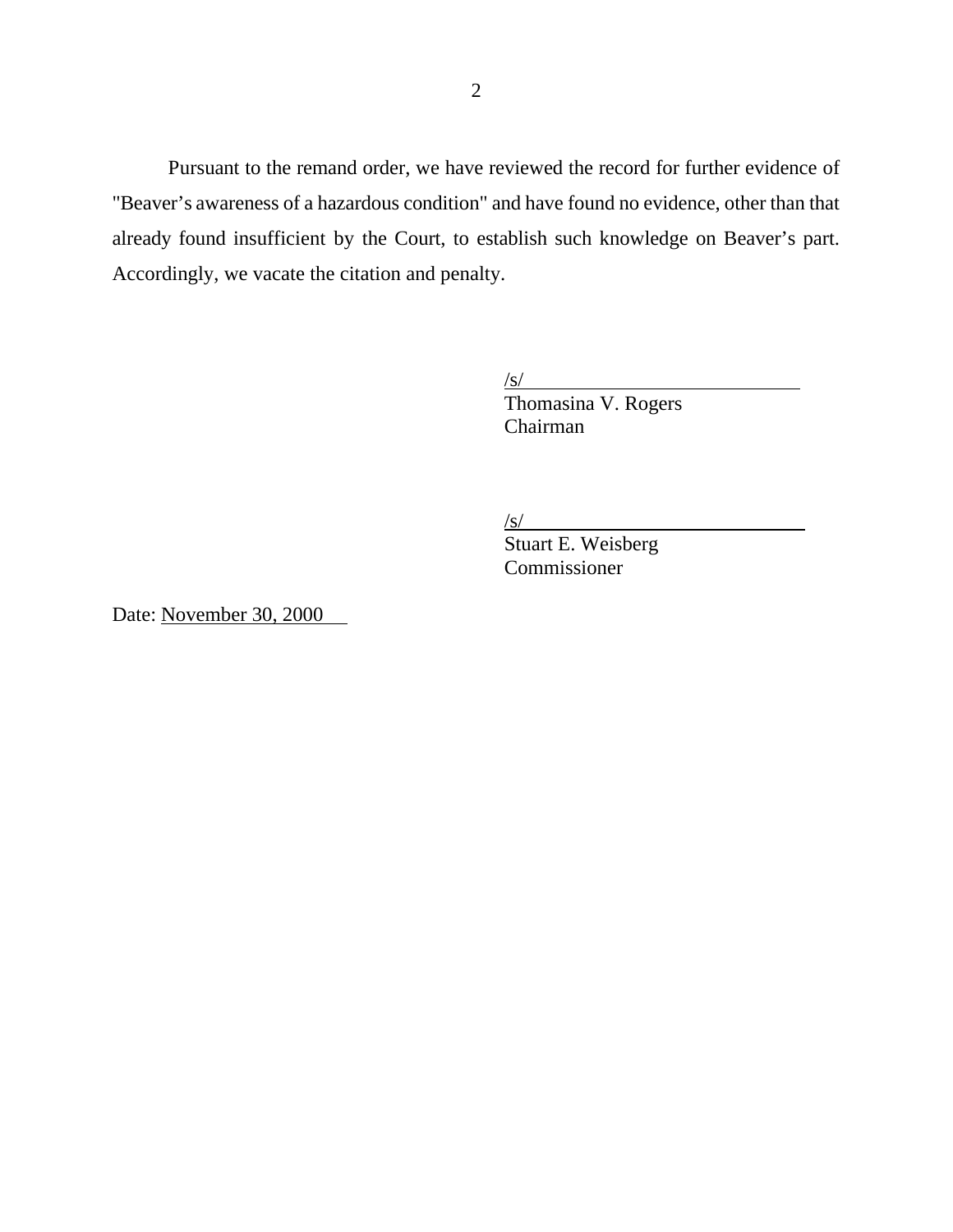Pursuant to the remand order, we have reviewed the record for further evidence of "Beaver's awareness of a hazardous condition" and have found no evidence, other than that already found insufficient by the Court, to establish such knowledge on Beaver's part. Accordingly, we vacate the citation and penalty.

/s/  
Thomasina V. Rogers  
Chairman

/s/  
Stuart E. Weisberg  
Commissioner

Date: November 30, 2000